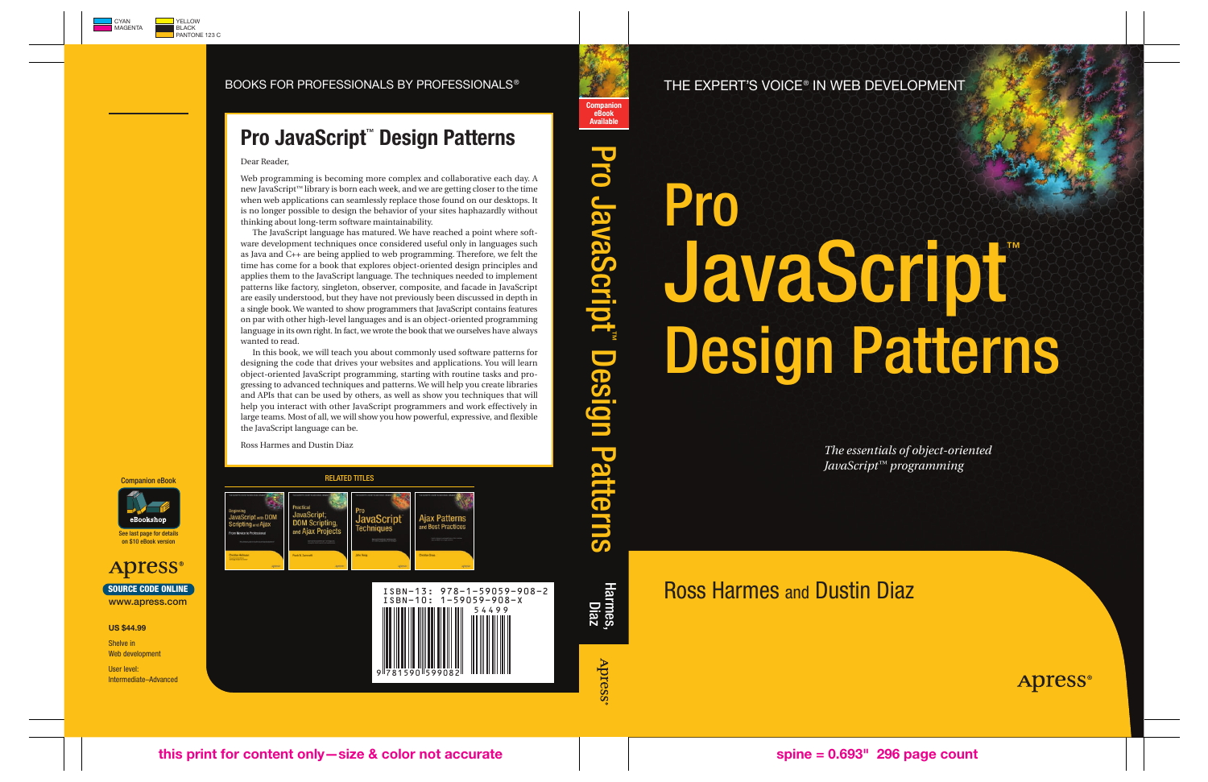BOOKS FOR PROFESSIONALS BY PROFESSIONALS®

# Pro JavaScript™ Design Patterns

Dear Reader,

Web programming is becoming more complex and collaborative each day. A new JavaScript™ library is born each week, and we are getting closer to the time when web applications can seamlessly replace those found on our desktops. It is no longer possible to design the behavior of your sites haphazardly without thinking about long-term software maintainability.

The JavaScript language has matured. We have reached a point where software development techniques once considered useful only in languages such as Java and C++ are being applied to web programming. Therefore, we felt the time has come for a book that explores object-oriented design principles and applies them to the JavaScript language. The techniques needed to implement patterns like factory, singleton, observer, composite, and facade in JavaScript are easily understood, but they have not previously been discussed in depth in a single book. We wanted to show programmers that JavaScript contains features on par with other high-level languages and is an object-oriented programming language in its own right. In fact, we wrote the book that we ourselves have always wanted to read.

In this book, we will teach you about commonly used software patterns for designing the code that drives your websites and applications. You will learn object-oriented JavaScript programming, starting with routine tasks and progressing to advanced techniques and patterns. We will help you create libraries and APIs that can be used by others, as well as show you techniques that will help you interact with other JavaScript programmers and work effectively in large teams. Most of all, we will show you how powerful, expressive, and flexible the JavaScript language can be.

Ross Harmes and Dustin Diaz

RELATED TITLES

Companion eBook

See last page for details on $10 eBook version

Apress®

SOURCE CODE ONLINE

www.apress.com

US $44.99

Shelve in Web development

User level: Intermediate–Advanced

ISBN-13: 978-1-59059-908-2
ISBN-10: 1-59059-908-X

54499

9 781590 599082

Companion eBook Available

Pro JavaScript™ Design Patterns

Harmes, Diaz

Apress®

THE EXPERT'S VOICE® IN WEB DEVELOPMENT

# Pro JavaScript™ Design Patterns

*The essentials of object-oriented JavaScript™ programming*

Ross Harmes and Dustin Diaz

Apress®

this print for content only—size & color not accurate

spine = 0.693" 296 page count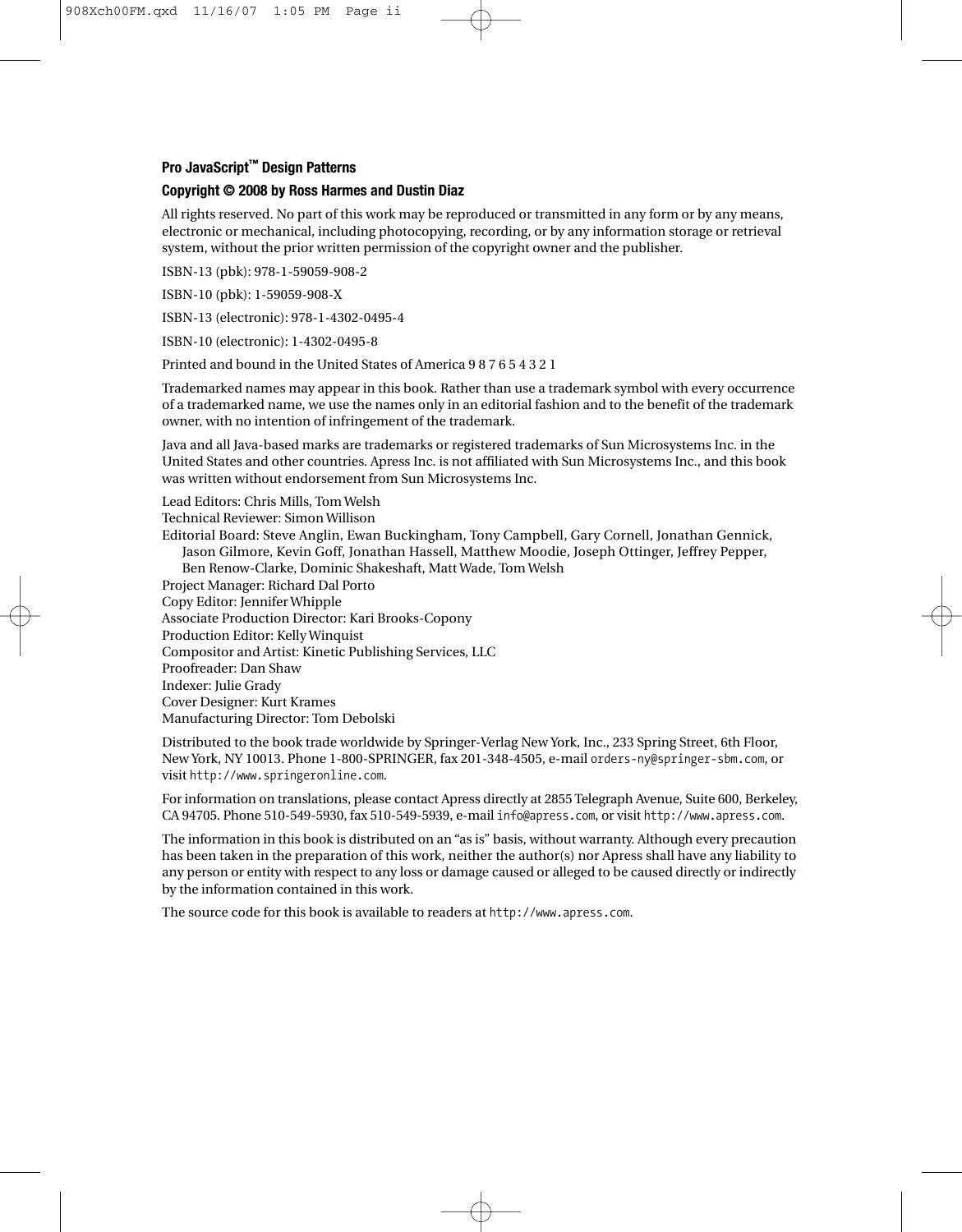**Pro JavaScript™ Design Patterns**

**Copyright © 2008 by Ross Harmes and Dustin Diaz**

All rights reserved. No part of this work may be reproduced or transmitted in any form or by any means, electronic or mechanical, including photocopying, recording, or by any information storage or retrieval system, without the prior written permission of the copyright owner and the publisher.

ISBN-13 (pbk): 978-1-59059-908-2

ISBN-10 (pbk): 1-59059-908-X

ISBN-13 (electronic): 978-1-4302-0495-4

ISBN-10 (electronic): 1-4302-0495-8

Printed and bound in the United States of America 9 8 7 6 5 4 3 2 1

Trademarked names may appear in this book. Rather than use a trademark symbol with every occurrence of a trademarked name, we use the names only in an editorial fashion and to the benefit of the trademark owner, with no intention of infringement of the trademark.

Java and all Java-based marks are trademarks or registered trademarks of Sun Microsystems Inc. in the United States and other countries. Apress Inc. is not affiliated with Sun Microsystems Inc., and this book was written without endorsement from Sun Microsystems Inc.

Lead Editors: Chris Mills, Tom Welsh
Technical Reviewer: Simon Willison
Editorial Board: Steve Anglin, Ewan Buckingham, Tony Campbell, Gary Cornell, Jonathan Gennick, Jason Gilmore, Kevin Goff, Jonathan Hassell, Matthew Moodie, Joseph Ottinger, Jeffrey Pepper, Ben Renow-Clarke, Dominic Shakeshaft, Matt Wade, Tom Welsh
Project Manager: Richard Dal Porto
Copy Editor: Jennifer Whipple
Associate Production Director: Kari Brooks-Copony
Production Editor: Kelly Winquist
Compositor and Artist: Kinetic Publishing Services, LLC
Proofreader: Dan Shaw
Indexer: Julie Grady
Cover Designer: Kurt Krames
Manufacturing Director: Tom Debolski

Distributed to the book trade worldwide by Springer-Verlag New York, Inc., 233 Spring Street, 6th Floor, New York, NY 10013. Phone 1-800-SPRINGER, fax 201-348-4505, e-mail `orders-ny@springer-sbm.com`, or visit `http://www.springeronline.com`.

For information on translations, please contact Apress directly at 2855 Telegraph Avenue, Suite 600, Berkeley, CA 94705. Phone 510-549-5930, fax 510-549-5939, e-mail `info@apress.com`, or visit `http://www.apress.com`.

The information in this book is distributed on an "as is" basis, without warranty. Although every precaution has been taken in the preparation of this work, neither the author(s) nor Apress shall have any liability to any person or entity with respect to any loss or damage caused or alleged to be caused directly or indirectly by the information contained in this work.

The source code for this book is available to readers at `http://www.apress.com`.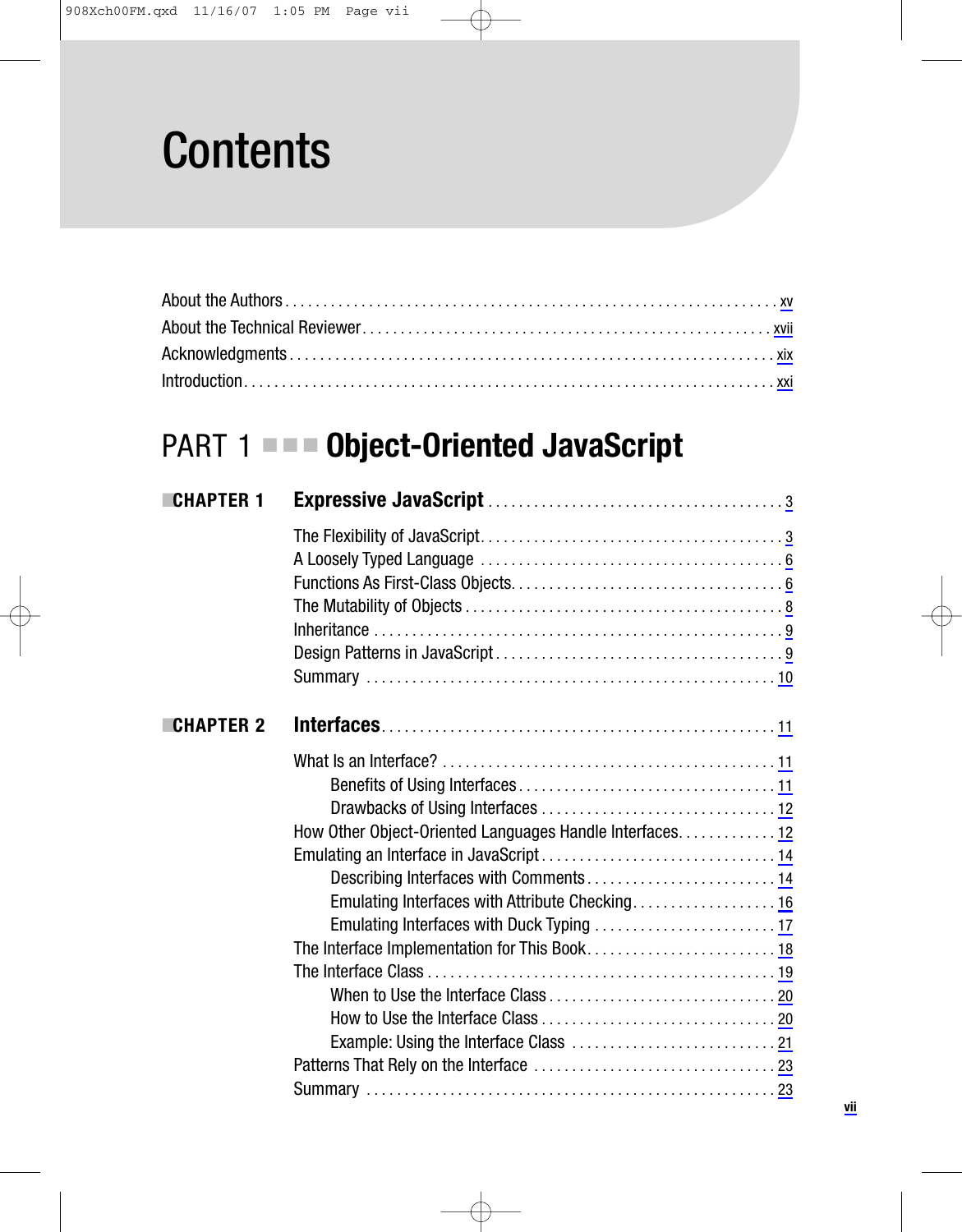# Contents

About the Authors . . . xv
About the Technical Reviewer . . . xvii
Acknowledgments . . . xix
Introduction . . . xxi

## PART 1 ■■■ Object-Oriented JavaScript

### ■CHAPTER 1 Expressive JavaScript . . . 3

The Flexibility of JavaScript . . . 3
A Loosely Typed Language . . . 6
Functions As First-Class Objects . . . 6
The Mutability of Objects . . . 8
Inheritance . . . 9
Design Patterns in JavaScript . . . 9
Summary . . . 10

### ■CHAPTER 2 Interfaces . . . 11

What Is an Interface? . . . 11
- Benefits of Using Interfaces . . . 11
- Drawbacks of Using Interfaces . . . 12

How Other Object-Oriented Languages Handle Interfaces . . . 12
Emulating an Interface in JavaScript . . . 14
- Describing Interfaces with Comments . . . 14
- Emulating Interfaces with Attribute Checking . . . 16
- Emulating Interfaces with Duck Typing . . . 17

The Interface Implementation for This Book . . . 18
The Interface Class . . . 19
- When to Use the Interface Class . . . 20
- How to Use the Interface Class . . . 20
- Example: Using the Interface Class . . . 21

Patterns That Rely on the Interface . . . 23
Summary . . . 23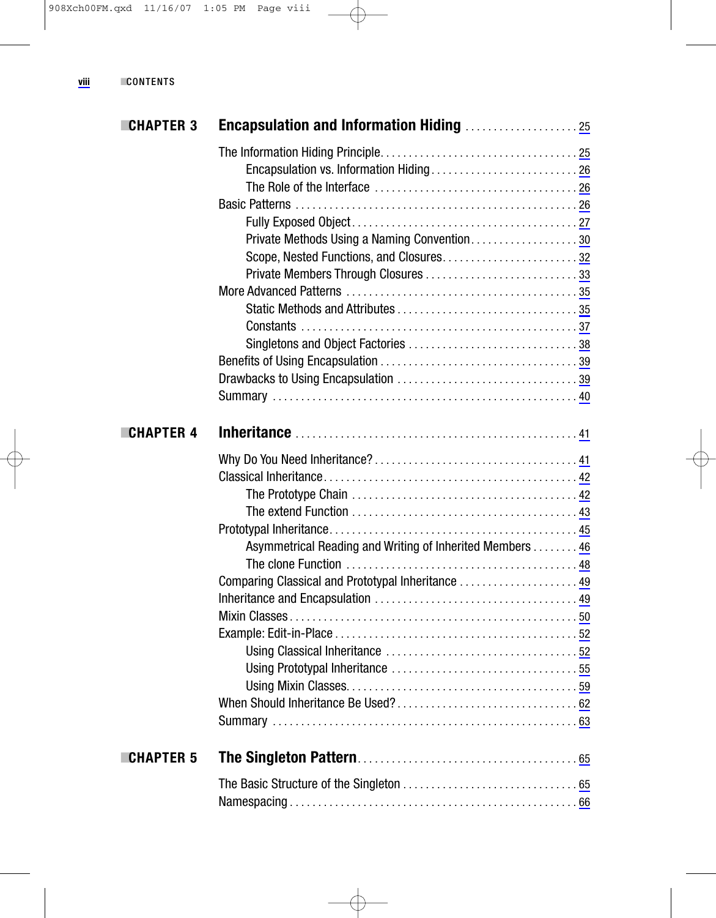## CHAPTER 3 Encapsulation and Information Hiding . . . . . . . . . . . . . . . . . . . . 25

The Information Hiding Principle. . . . . . . . . . . . . . . . . . . . . . . . . . . . . . . . . . . 25
  Encapsulation vs. Information Hiding . . . . . . . . . . . . . . . . . . . . . . . . . . 26
  The Role of the Interface . . . . . . . . . . . . . . . . . . . . . . . . . . . . . . . . . . . . 26
Basic Patterns . . . . . . . . . . . . . . . . . . . . . . . . . . . . . . . . . . . . . . . . . . . . . . . . . 26
  Fully Exposed Object . . . . . . . . . . . . . . . . . . . . . . . . . . . . . . . . . . . . . . . . 27
  Private Methods Using a Naming Convention . . . . . . . . . . . . . . . . . . . 30
  Scope, Nested Functions, and Closures . . . . . . . . . . . . . . . . . . . . . . . . 32
  Private Members Through Closures . . . . . . . . . . . . . . . . . . . . . . . . . . . 33
More Advanced Patterns . . . . . . . . . . . . . . . . . . . . . . . . . . . . . . . . . . . . . . . . . 35
  Static Methods and Attributes . . . . . . . . . . . . . . . . . . . . . . . . . . . . . . . . 35
  Constants . . . . . . . . . . . . . . . . . . . . . . . . . . . . . . . . . . . . . . . . . . . . . . . . . 37
  Singletons and Object Factories . . . . . . . . . . . . . . . . . . . . . . . . . . . . . . 38
Benefits of Using Encapsulation . . . . . . . . . . . . . . . . . . . . . . . . . . . . . . . . . . . 39
Drawbacks to Using Encapsulation . . . . . . . . . . . . . . . . . . . . . . . . . . . . . . . . 39
Summary . . . . . . . . . . . . . . . . . . . . . . . . . . . . . . . . . . . . . . . . . . . . . . . . . . . . . 40

## CHAPTER 4 Inheritance . . . . . . . . . . . . . . . . . . . . . . . . . . . . . . . . . . . . . . . . . . . . . . . . 41

Why Do You Need Inheritance? . . . . . . . . . . . . . . . . . . . . . . . . . . . . . . . . . . . . 41
Classical Inheritance. . . . . . . . . . . . . . . . . . . . . . . . . . . . . . . . . . . . . . . . . . . . . 42
  The Prototype Chain . . . . . . . . . . . . . . . . . . . . . . . . . . . . . . . . . . . . . . . . 42
  The extend Function . . . . . . . . . . . . . . . . . . . . . . . . . . . . . . . . . . . . . . . . 43
Prototypal Inheritance. . . . . . . . . . . . . . . . . . . . . . . . . . . . . . . . . . . . . . . . . . . 45
  Asymmetrical Reading and Writing of Inherited Members . . . . . . . . 46
  The clone Function . . . . . . . . . . . . . . . . . . . . . . . . . . . . . . . . . . . . . . . . . 48
Comparing Classical and Prototypal Inheritance . . . . . . . . . . . . . . . . . . . . . 49
Inheritance and Encapsulation . . . . . . . . . . . . . . . . . . . . . . . . . . . . . . . . . . . . 49
Mixin Classes . . . . . . . . . . . . . . . . . . . . . . . . . . . . . . . . . . . . . . . . . . . . . . . . . . 50
Example: Edit-in-Place . . . . . . . . . . . . . . . . . . . . . . . . . . . . . . . . . . . . . . . . . . . 52
  Using Classical Inheritance . . . . . . . . . . . . . . . . . . . . . . . . . . . . . . . . . . . 52
  Using Prototypal Inheritance . . . . . . . . . . . . . . . . . . . . . . . . . . . . . . . . . 55
  Using Mixin Classes. . . . . . . . . . . . . . . . . . . . . . . . . . . . . . . . . . . . . . . . . 59
When Should Inheritance Be Used? . . . . . . . . . . . . . . . . . . . . . . . . . . . . . . . . 62
Summary . . . . . . . . . . . . . . . . . . . . . . . . . . . . . . . . . . . . . . . . . . . . . . . . . . . . . 63

## CHAPTER 5 The Singleton Pattern. . . . . . . . . . . . . . . . . . . . . . . . . . . . . . . . . . . . . . . 65

The Basic Structure of the Singleton . . . . . . . . . . . . . . . . . . . . . . . . . . . . . . . 65
Namespacing . . . . . . . . . . . . . . . . . . . . . . . . . . . . . . . . . . . . . . . . . . . . . . . . . . 66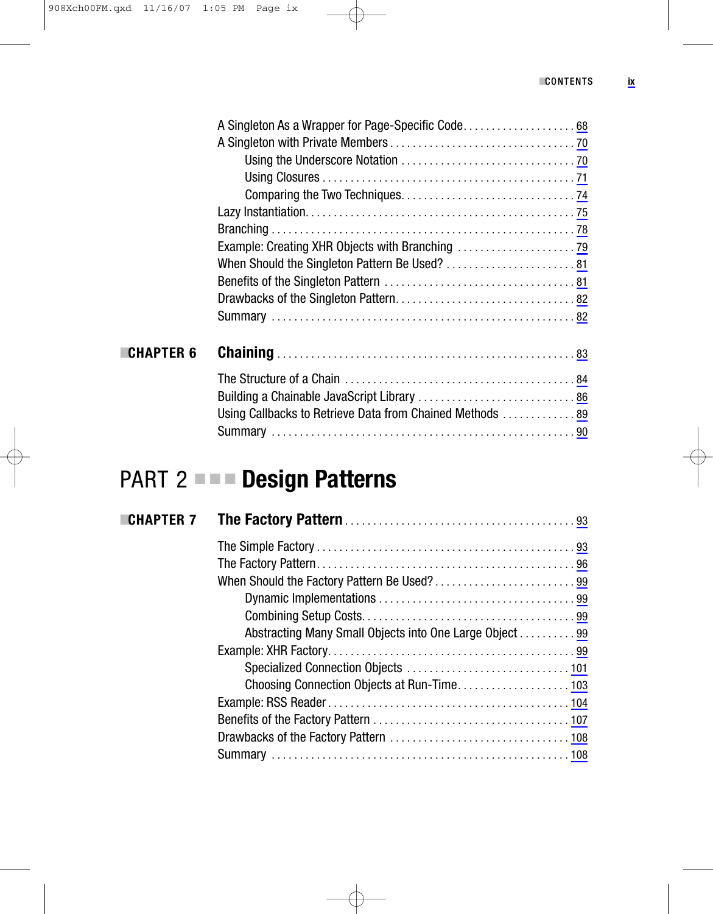A Singleton As a Wrapper for Page-Specific Code. . . . . . . . . . . . . . . . . . . 68
A Singleton with Private Members . . . . . . . . . . . . . . . . . . . . . . . . . . . . . . . . 70
    Using the Underscore Notation . . . . . . . . . . . . . . . . . . . . . . . . . . . . . . 70
    Using Closures . . . . . . . . . . . . . . . . . . . . . . . . . . . . . . . . . . . . . . . . . . . . 71
    Comparing the Two Techniques. . . . . . . . . . . . . . . . . . . . . . . . . . . . . . 74
Lazy Instantiation. . . . . . . . . . . . . . . . . . . . . . . . . . . . . . . . . . . . . . . . . . . . . . 75
Branching . . . . . . . . . . . . . . . . . . . . . . . . . . . . . . . . . . . . . . . . . . . . . . . . . . . . 78
Example: Creating XHR Objects with Branching . . . . . . . . . . . . . . . . . . . . . 79
When Should the Singleton Pattern Be Used? . . . . . . . . . . . . . . . . . . . . . . . 81
Benefits of the Singleton Pattern . . . . . . . . . . . . . . . . . . . . . . . . . . . . . . . . . 81
Drawbacks of the Singleton Pattern. . . . . . . . . . . . . . . . . . . . . . . . . . . . . . . 82
Summary . . . . . . . . . . . . . . . . . . . . . . . . . . . . . . . . . . . . . . . . . . . . . . . . . . . . 82

**CHAPTER 6** **Chaining** . . . . . . . . . . . . . . . . . . . . . . . . . . . . . . . . . . . . . . . . . . . . . . . . . . . 83

The Structure of a Chain . . . . . . . . . . . . . . . . . . . . . . . . . . . . . . . . . . . . . . . . 84
Building a Chainable JavaScript Library . . . . . . . . . . . . . . . . . . . . . . . . . . . 86
Using Callbacks to Retrieve Data from Chained Methods . . . . . . . . . . . . . 89
Summary . . . . . . . . . . . . . . . . . . . . . . . . . . . . . . . . . . . . . . . . . . . . . . . . . . . . 90

# PART 2 ■ ■ ■ Design Patterns

**CHAPTER 7** **The Factory Pattern** . . . . . . . . . . . . . . . . . . . . . . . . . . . . . . . . . . . . . . . . 93

The Simple Factory . . . . . . . . . . . . . . . . . . . . . . . . . . . . . . . . . . . . . . . . . . . . 93
The Factory Pattern. . . . . . . . . . . . . . . . . . . . . . . . . . . . . . . . . . . . . . . . . . . . 96
When Should the Factory Pattern Be Used? . . . . . . . . . . . . . . . . . . . . . . . . 99
    Dynamic Implementations . . . . . . . . . . . . . . . . . . . . . . . . . . . . . . . . . . 99
    Combining Setup Costs. . . . . . . . . . . . . . . . . . . . . . . . . . . . . . . . . . . . . 99
    Abstracting Many Small Objects into One Large Object . . . . . . . . . . 99
Example: XHR Factory. . . . . . . . . . . . . . . . . . . . . . . . . . . . . . . . . . . . . . . . . . 99
    Specialized Connection Objects . . . . . . . . . . . . . . . . . . . . . . . . . . . . 101
    Choosing Connection Objects at Run-Time. . . . . . . . . . . . . . . . . . . 103
Example: RSS Reader . . . . . . . . . . . . . . . . . . . . . . . . . . . . . . . . . . . . . . . . . 104
Benefits of the Factory Pattern . . . . . . . . . . . . . . . . . . . . . . . . . . . . . . . . . 107
Drawbacks of the Factory Pattern . . . . . . . . . . . . . . . . . . . . . . . . . . . . . . . 108
Summary . . . . . . . . . . . . . . . . . . . . . . . . . . . . . . . . . . . . . . . . . . . . . . . . . . . 108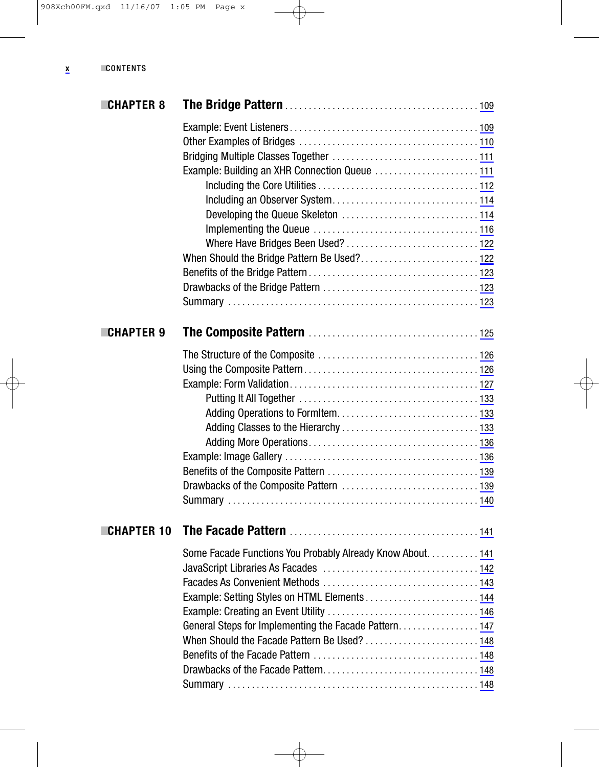## CHAPTER 8 The Bridge Pattern . . . . . . . . 109

Example: Event Listeners . . . . . . . . 109
Other Examples of Bridges . . . . . . . . 110
Bridging Multiple Classes Together . . . . . . . . 111
Example: Building an XHR Connection Queue . . . . . . . . 111
    Including the Core Utilities . . . . . . . . 112
    Including an Observer System . . . . . . . . 114
    Developing the Queue Skeleton . . . . . . . . 114
    Implementing the Queue . . . . . . . . 116
    Where Have Bridges Been Used? . . . . . . . . 122
When Should the Bridge Pattern Be Used? . . . . . . . . 122
Benefits of the Bridge Pattern . . . . . . . . 123
Drawbacks of the Bridge Pattern . . . . . . . . 123
Summary . . . . . . . . 123

## CHAPTER 9 The Composite Pattern . . . . . . . . 125

The Structure of the Composite . . . . . . . . 126
Using the Composite Pattern . . . . . . . . 126
Example: Form Validation . . . . . . . . 127
    Putting It All Together . . . . . . . . 133
    Adding Operations to FormItem . . . . . . . . 133
    Adding Classes to the Hierarchy . . . . . . . . 133
    Adding More Operations . . . . . . . . 136
Example: Image Gallery . . . . . . . . 136
Benefits of the Composite Pattern . . . . . . . . 139
Drawbacks of the Composite Pattern . . . . . . . . 139
Summary . . . . . . . . 140

## CHAPTER 10 The Facade Pattern . . . . . . . . 141

Some Facade Functions You Probably Already Know About . . . . . . . . 141
JavaScript Libraries As Facades . . . . . . . . 142
Facades As Convenient Methods . . . . . . . . 143
Example: Setting Styles on HTML Elements . . . . . . . . 144
Example: Creating an Event Utility . . . . . . . . 146
General Steps for Implementing the Facade Pattern . . . . . . . . 147
When Should the Facade Pattern Be Used? . . . . . . . . 148
Benefits of the Facade Pattern . . . . . . . . 148
Drawbacks of the Facade Pattern . . . . . . . . 148
Summary . . . . . . . . 148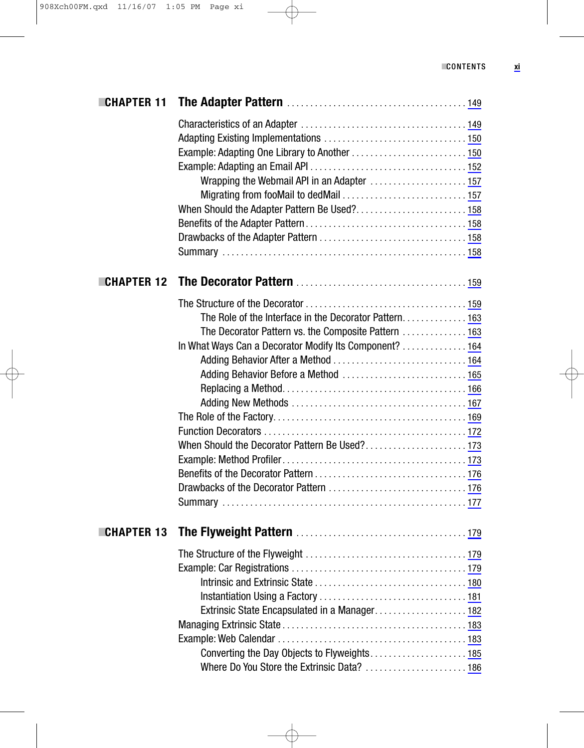## CHAPTER 11 The Adapter Pattern . . . . . . . . . . 149

- Characteristics of an Adapter . . . . . . . . . . 149
- Adapting Existing Implementations . . . . . . . . . . 150
- Example: Adapting One Library to Another . . . . . . . . . . 150
- Example: Adapting an Email API . . . . . . . . . . 152
  - Wrapping the Webmail API in an Adapter . . . . . . . . . . 157
  - Migrating from fooMail to dedMail . . . . . . . . . . 157
- When Should the Adapter Pattern Be Used? . . . . . . . . . . 158
- Benefits of the Adapter Pattern . . . . . . . . . . 158
- Drawbacks of the Adapter Pattern . . . . . . . . . . 158
- Summary . . . . . . . . . . 158

## CHAPTER 12 The Decorator Pattern . . . . . . . . . . 159

- The Structure of the Decorator . . . . . . . . . . 159
  - The Role of the Interface in the Decorator Pattern . . . . . . . . . . 163
  - The Decorator Pattern vs. the Composite Pattern . . . . . . . . . . 163
- In What Ways Can a Decorator Modify Its Component? . . . . . . . . . . 164
  - Adding Behavior After a Method . . . . . . . . . . 164
  - Adding Behavior Before a Method . . . . . . . . . . 165
  - Replacing a Method . . . . . . . . . . 166
  - Adding New Methods . . . . . . . . . . 167
- The Role of the Factory . . . . . . . . . . 169
- Function Decorators . . . . . . . . . . 172
- When Should the Decorator Pattern Be Used? . . . . . . . . . . 173
- Example: Method Profiler . . . . . . . . . . 173
- Benefits of the Decorator Pattern . . . . . . . . . . 176
- Drawbacks of the Decorator Pattern . . . . . . . . . . 176
- Summary . . . . . . . . . . 177

## CHAPTER 13 The Flyweight Pattern . . . . . . . . . . 179

- The Structure of the Flyweight . . . . . . . . . . 179
- Example: Car Registrations . . . . . . . . . . 179
  - Intrinsic and Extrinsic State . . . . . . . . . . 180
  - Instantiation Using a Factory . . . . . . . . . . 181
  - Extrinsic State Encapsulated in a Manager . . . . . . . . . . 182
- Managing Extrinsic State . . . . . . . . . . 183
- Example: Web Calendar . . . . . . . . . . 183
  - Converting the Day Objects to Flyweights . . . . . . . . . . 185
  - Where Do You Store the Extrinsic Data? . . . . . . . . . . 186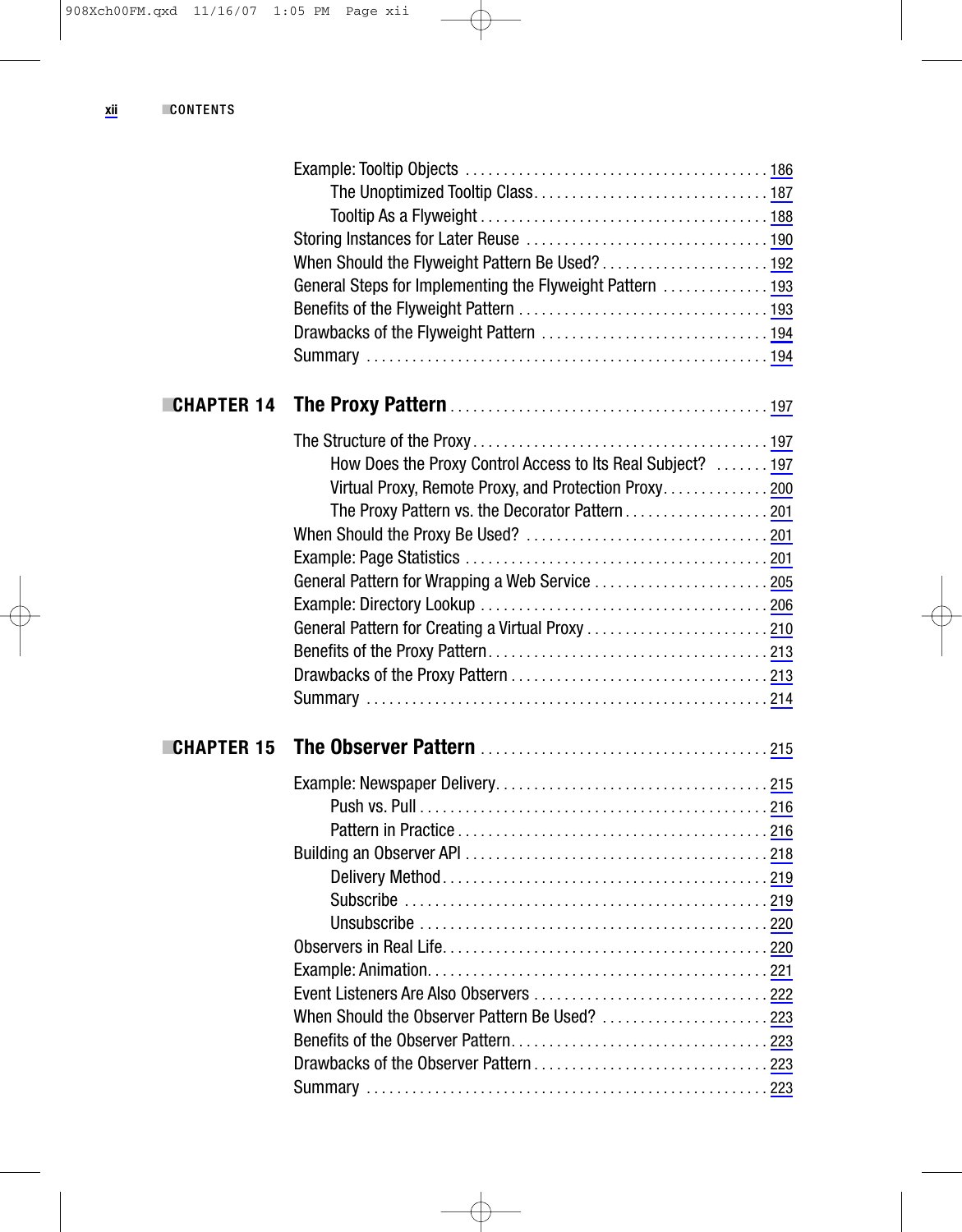Example: Tooltip Objects . . . . . . . . . . . . . . . . . . . . . . . . . . . . . . . . . . . . . . . . 186
- The Unoptimized Tooltip Class. . . . . . . . . . . . . . . . . . . . . . . . . . . . . . . 187
- Tooltip As a Flyweight . . . . . . . . . . . . . . . . . . . . . . . . . . . . . . . . . . . . . 188

Storing Instances for Later Reuse . . . . . . . . . . . . . . . . . . . . . . . . . . . . . . . . 190
When Should the Flyweight Pattern Be Used? . . . . . . . . . . . . . . . . . . . . . . 192
General Steps for Implementing the Flyweight Pattern . . . . . . . . . . . . . . 193
Benefits of the Flyweight Pattern . . . . . . . . . . . . . . . . . . . . . . . . . . . . . . . . . 193
Drawbacks of the Flyweight Pattern . . . . . . . . . . . . . . . . . . . . . . . . . . . . . . 194
Summary . . . . . . . . . . . . . . . . . . . . . . . . . . . . . . . . . . . . . . . . . . . . . . . . . . . . 194

## CHAPTER 14 The Proxy Pattern . . . . . . . . . . . . . . . . . . . . . . . . . . . . . . . . . . . . . . . . . 197

The Structure of the Proxy . . . . . . . . . . . . . . . . . . . . . . . . . . . . . . . . . . . . . . 197
- How Does the Proxy Control Access to Its Real Subject? . . . . . . . 197
- Virtual Proxy, Remote Proxy, and Protection Proxy. . . . . . . . . . . . . . 200
- The Proxy Pattern vs. the Decorator Pattern . . . . . . . . . . . . . . . . . . . 201

When Should the Proxy Be Used? . . . . . . . . . . . . . . . . . . . . . . . . . . . . . . . . 201
Example: Page Statistics . . . . . . . . . . . . . . . . . . . . . . . . . . . . . . . . . . . . . . . 201
General Pattern for Wrapping a Web Service . . . . . . . . . . . . . . . . . . . . . . . 205
Example: Directory Lookup . . . . . . . . . . . . . . . . . . . . . . . . . . . . . . . . . . . . . 206
General Pattern for Creating a Virtual Proxy . . . . . . . . . . . . . . . . . . . . . . . . 210
Benefits of the Proxy Pattern. . . . . . . . . . . . . . . . . . . . . . . . . . . . . . . . . . . . . 213
Drawbacks of the Proxy Pattern . . . . . . . . . . . . . . . . . . . . . . . . . . . . . . . . . . 213
Summary . . . . . . . . . . . . . . . . . . . . . . . . . . . . . . . . . . . . . . . . . . . . . . . . . . . . 214

## CHAPTER 15 The Observer Pattern . . . . . . . . . . . . . . . . . . . . . . . . . . . . . . . . . . . . . 215

Example: Newspaper Delivery. . . . . . . . . . . . . . . . . . . . . . . . . . . . . . . . . . . . 215
- Push vs. Pull . . . . . . . . . . . . . . . . . . . . . . . . . . . . . . . . . . . . . . . . . . . . . . 216
- Pattern in Practice . . . . . . . . . . . . . . . . . . . . . . . . . . . . . . . . . . . . . . . . . 216

Building an Observer API . . . . . . . . . . . . . . . . . . . . . . . . . . . . . . . . . . . . . . . 218
- Delivery Method . . . . . . . . . . . . . . . . . . . . . . . . . . . . . . . . . . . . . . . . . . . 219
- Subscribe . . . . . . . . . . . . . . . . . . . . . . . . . . . . . . . . . . . . . . . . . . . . . . . . 219
- Unsubscribe . . . . . . . . . . . . . . . . . . . . . . . . . . . . . . . . . . . . . . . . . . . . . . 220

Observers in Real Life. . . . . . . . . . . . . . . . . . . . . . . . . . . . . . . . . . . . . . . . . . 220
Example: Animation. . . . . . . . . . . . . . . . . . . . . . . . . . . . . . . . . . . . . . . . . . . . 221
Event Listeners Are Also Observers . . . . . . . . . . . . . . . . . . . . . . . . . . . . . . . 222
When Should the Observer Pattern Be Used? . . . . . . . . . . . . . . . . . . . . . . 223
Benefits of the Observer Pattern. . . . . . . . . . . . . . . . . . . . . . . . . . . . . . . . . . 223
Drawbacks of the Observer Pattern . . . . . . . . . . . . . . . . . . . . . . . . . . . . . . . 223
Summary . . . . . . . . . . . . . . . . . . . . . . . . . . . . . . . . . . . . . . . . . . . . . . . . . . . . 223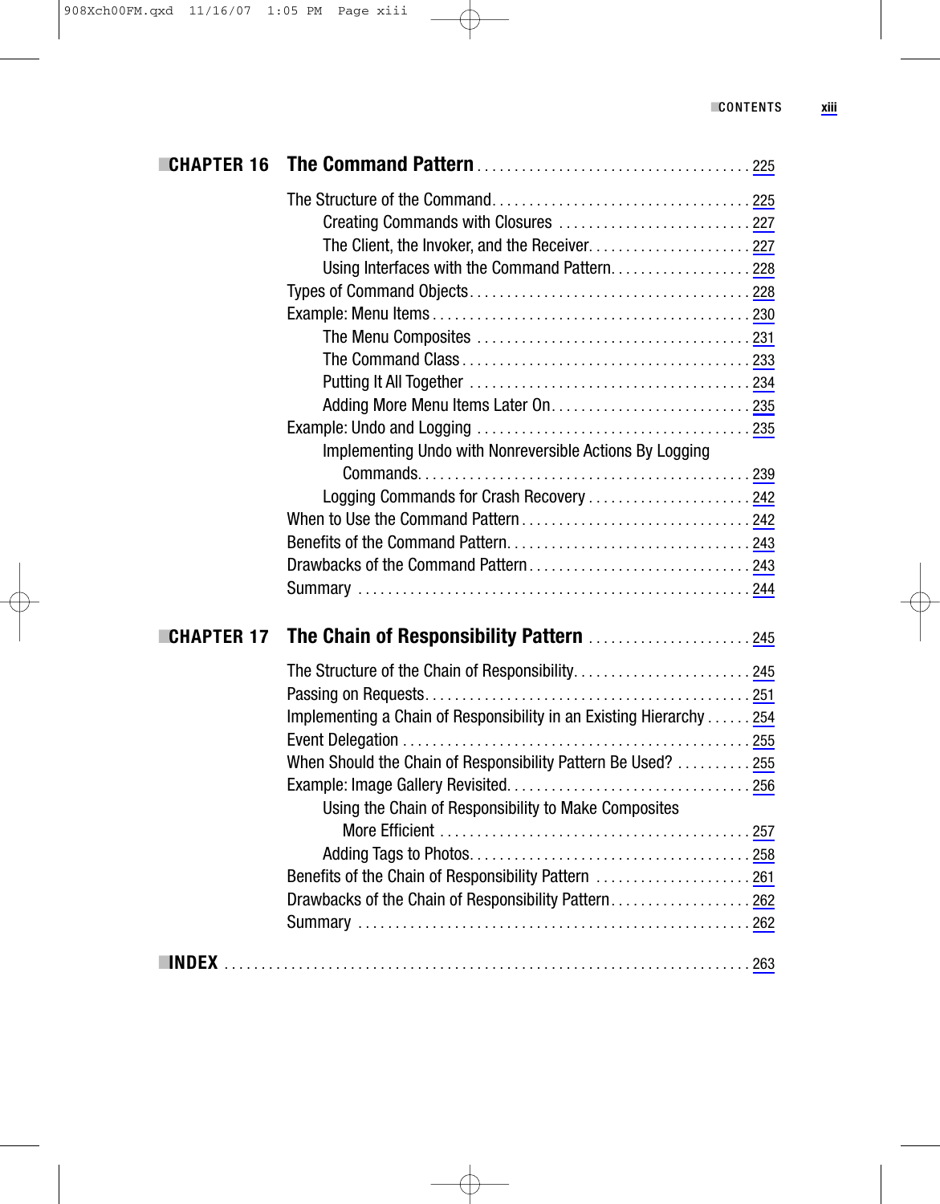**CHAPTER 16 The Command Pattern** . . . . . . . . . . . . . . . . . . . . . . . . . . . . . . . . . . . . 225

The Structure of the Command. . . . . . . . . . . . . . . . . . . . . . . . . . . . . . . . . . 225
    Creating Commands with Closures . . . . . . . . . . . . . . . . . . . . . . . . . . 227
    The Client, the Invoker, and the Receiver. . . . . . . . . . . . . . . . . . . . . 227
    Using Interfaces with the Command Pattern. . . . . . . . . . . . . . . . . . 228
Types of Command Objects . . . . . . . . . . . . . . . . . . . . . . . . . . . . . . . . . . . . . 228
Example: Menu Items . . . . . . . . . . . . . . . . . . . . . . . . . . . . . . . . . . . . . . . . . . 230
    The Menu Composites . . . . . . . . . . . . . . . . . . . . . . . . . . . . . . . . . . . . 231
    The Command Class . . . . . . . . . . . . . . . . . . . . . . . . . . . . . . . . . . . . . . 233
    Putting It All Together . . . . . . . . . . . . . . . . . . . . . . . . . . . . . . . . . . . . . 234
    Adding More Menu Items Later On. . . . . . . . . . . . . . . . . . . . . . . . . . . 235
Example: Undo and Logging . . . . . . . . . . . . . . . . . . . . . . . . . . . . . . . . . . . . 235
    Implementing Undo with Nonreversible Actions By Logging
        Commands. . . . . . . . . . . . . . . . . . . . . . . . . . . . . . . . . . . . . . . . . . . . 239
    Logging Commands for Crash Recovery . . . . . . . . . . . . . . . . . . . . . 242
When to Use the Command Pattern . . . . . . . . . . . . . . . . . . . . . . . . . . . . . . 242
Benefits of the Command Pattern. . . . . . . . . . . . . . . . . . . . . . . . . . . . . . . . 243
Drawbacks of the Command Pattern . . . . . . . . . . . . . . . . . . . . . . . . . . . . . 243
Summary . . . . . . . . . . . . . . . . . . . . . . . . . . . . . . . . . . . . . . . . . . . . . . . . . . . 244

**CHAPTER 17 The Chain of Responsibility Pattern** . . . . . . . . . . . . . . . . . . . . . 245

The Structure of the Chain of Responsibility. . . . . . . . . . . . . . . . . . . . . . . 245
Passing on Requests. . . . . . . . . . . . . . . . . . . . . . . . . . . . . . . . . . . . . . . . . . . 251
Implementing a Chain of Responsibility in an Existing Hierarchy . . . . . . 254
Event Delegation . . . . . . . . . . . . . . . . . . . . . . . . . . . . . . . . . . . . . . . . . . . . . 255
When Should the Chain of Responsibility Pattern Be Used? . . . . . . . . . . 255
Example: Image Gallery Revisited. . . . . . . . . . . . . . . . . . . . . . . . . . . . . . . . 256
    Using the Chain of Responsibility to Make Composites
        More Efficient . . . . . . . . . . . . . . . . . . . . . . . . . . . . . . . . . . . . . . . . . 257
    Adding Tags to Photos. . . . . . . . . . . . . . . . . . . . . . . . . . . . . . . . . . . . . 258
Benefits of the Chain of Responsibility Pattern . . . . . . . . . . . . . . . . . . . . 261
Drawbacks of the Chain of Responsibility Pattern. . . . . . . . . . . . . . . . . . . 262
Summary . . . . . . . . . . . . . . . . . . . . . . . . . . . . . . . . . . . . . . . . . . . . . . . . . . . 262

**INDEX** . . . . . . . . . . . . . . . . . . . . . . . . . . . . . . . . . . . . . . . . . . . . . . . . . . . . . . . . 263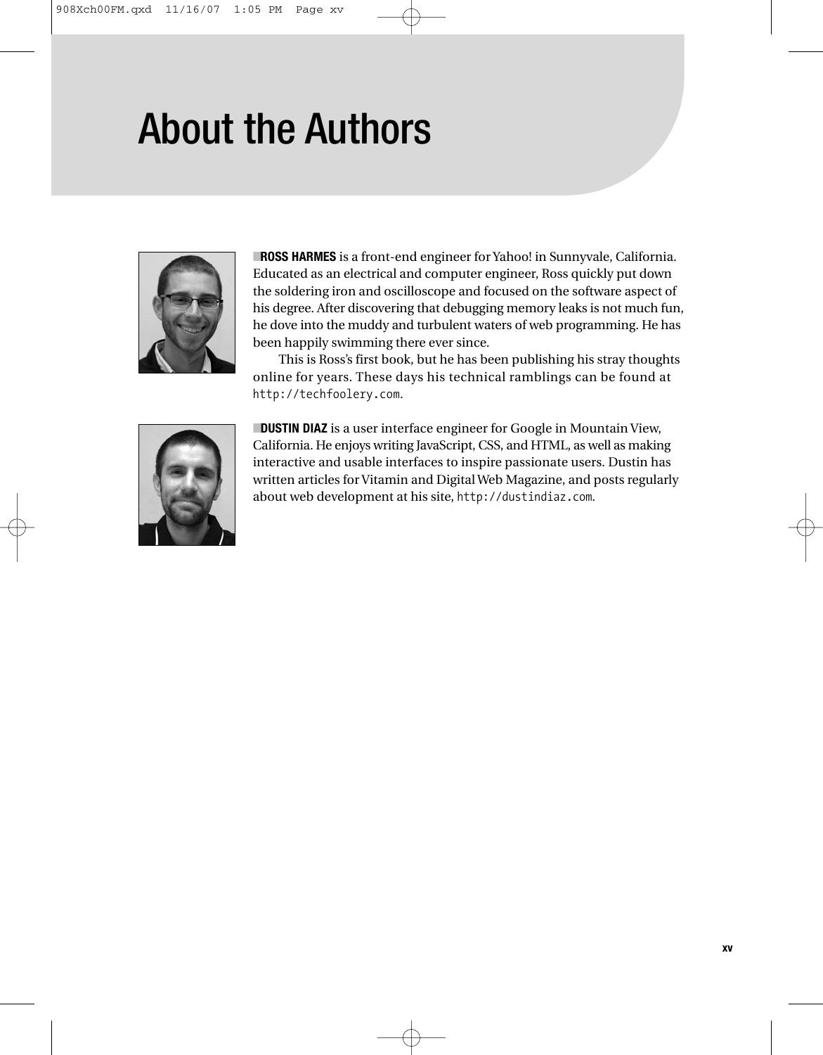# About the Authors

**ROSS HARMES** is a front-end engineer for Yahoo! in Sunnyvale, California. Educated as an electrical and computer engineer, Ross quickly put down the soldering iron and oscilloscope and focused on the software aspect of his degree. After discovering that debugging memory leaks is not much fun, he dove into the muddy and turbulent waters of web programming. He has been happily swimming there ever since.

This is Ross's first book, but he has been publishing his stray thoughts online for years. These days his technical ramblings can be found at `http://techfoolery.com`.

**DUSTIN DIAZ** is a user interface engineer for Google in Mountain View, California. He enjoys writing JavaScript, CSS, and HTML, as well as making interactive and usable interfaces to inspire passionate users. Dustin has written articles for Vitamin and Digital Web Magazine, and posts regularly about web development at his site, `http://dustindiaz.com`.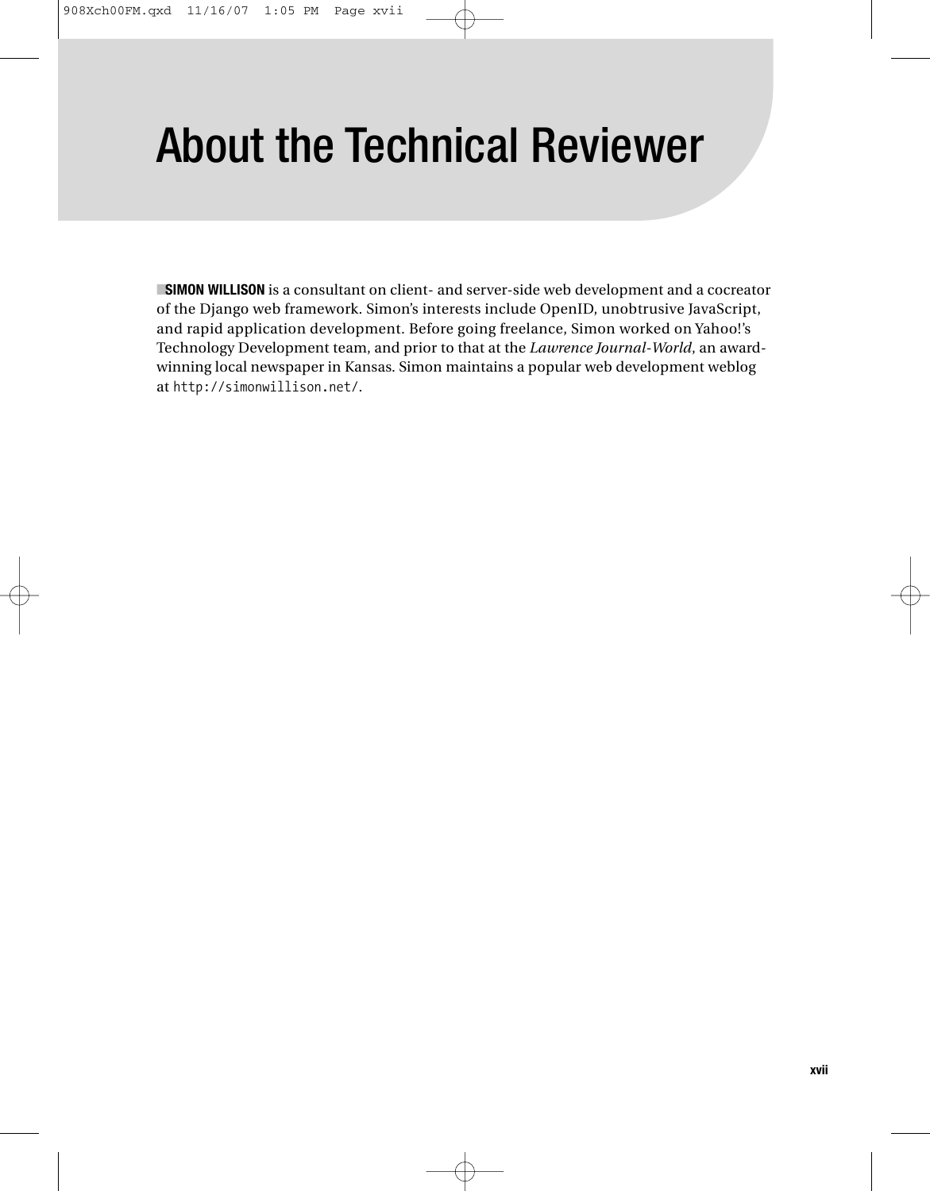# About the Technical Reviewer

■**SIMON WILLISON** is a consultant on client- and server-side web development and a cocreator of the Django web framework. Simon's interests include OpenID, unobtrusive JavaScript, and rapid application development. Before going freelance, Simon worked on Yahoo!'s Technology Development team, and prior to that at the *Lawrence Journal-World*, an award-winning local newspaper in Kansas. Simon maintains a popular web development weblog at `http://simonwillison.net/`.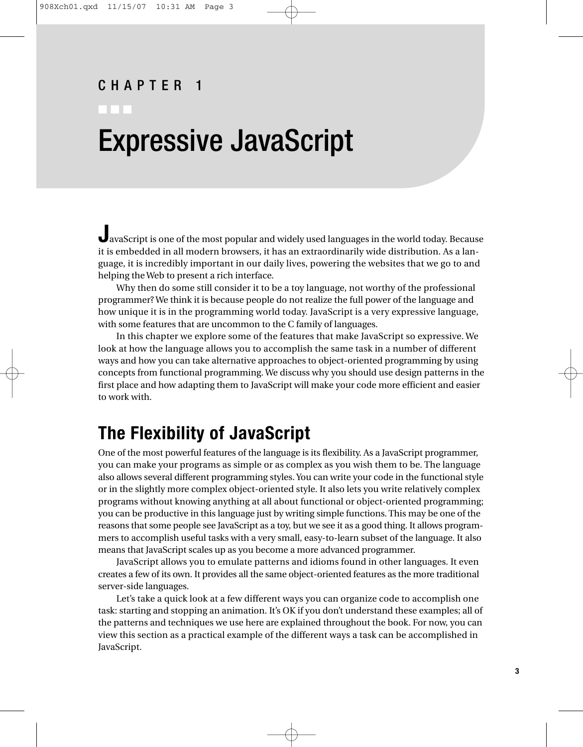CHAPTER 1

# Expressive JavaScript

JavaScript is one of the most popular and widely used languages in the world today. Because it is embedded in all modern browsers, it has an extraordinarily wide distribution. As a language, it is incredibly important in our daily lives, powering the websites that we go to and helping the Web to present a rich interface.

Why then do some still consider it to be a toy language, not worthy of the professional programmer? We think it is because people do not realize the full power of the language and how unique it is in the programming world today. JavaScript is a very expressive language, with some features that are uncommon to the C family of languages.

In this chapter we explore some of the features that make JavaScript so expressive. We look at how the language allows you to accomplish the same task in a number of different ways and how you can take alternative approaches to object-oriented programming by using concepts from functional programming. We discuss why you should use design patterns in the first place and how adapting them to JavaScript will make your code more efficient and easier to work with.

## The Flexibility of JavaScript

One of the most powerful features of the language is its flexibility. As a JavaScript programmer, you can make your programs as simple or as complex as you wish them to be. The language also allows several different programming styles. You can write your code in the functional style or in the slightly more complex object-oriented style. It also lets you write relatively complex programs without knowing anything at all about functional or object-oriented programming; you can be productive in this language just by writing simple functions. This may be one of the reasons that some people see JavaScript as a toy, but we see it as a good thing. It allows programmers to accomplish useful tasks with a very small, easy-to-learn subset of the language. It also means that JavaScript scales up as you become a more advanced programmer.

JavaScript allows you to emulate patterns and idioms found in other languages. It even creates a few of its own. It provides all the same object-oriented features as the more traditional server-side languages.

Let's take a quick look at a few different ways you can organize code to accomplish one task: starting and stopping an animation. It's OK if you don't understand these examples; all of the patterns and techniques we use here are explained throughout the book. For now, you can view this section as a practical example of the different ways a task can be accomplished in JavaScript.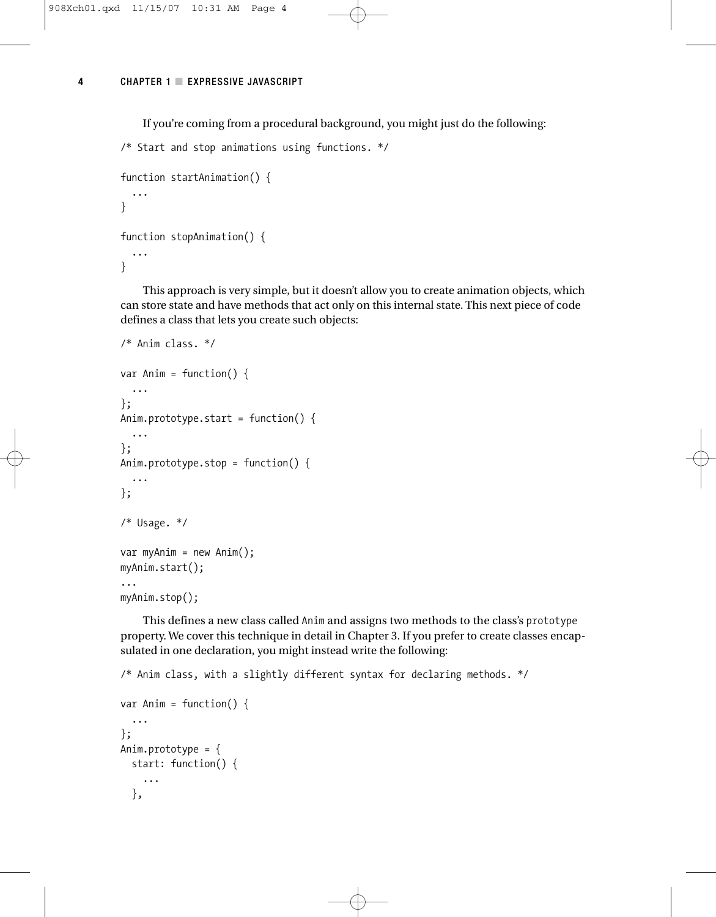If you're coming from a procedural background, you might just do the following:

```
/* Start and stop animations using functions. */

function startAnimation() {
  ...
}

function stopAnimation() {
  ...
}
```

This approach is very simple, but it doesn't allow you to create animation objects, which can store state and have methods that act only on this internal state. This next piece of code defines a class that lets you create such objects:

```
/* Anim class. */

var Anim = function() {
  ...
};
Anim.prototype.start = function() {
  ...
};
Anim.prototype.stop = function() {
  ...
};

/* Usage. */

var myAnim = new Anim();
myAnim.start();
...
myAnim.stop();
```

This defines a new class called `Anim` and assigns two methods to the class's `prototype` property. We cover this technique in detail in Chapter 3. If you prefer to create classes encapsulated in one declaration, you might instead write the following:

```
/* Anim class, with a slightly different syntax for declaring methods. */

var Anim = function() {
  ...
};
Anim.prototype = {
  start: function() {
    ...
  },
```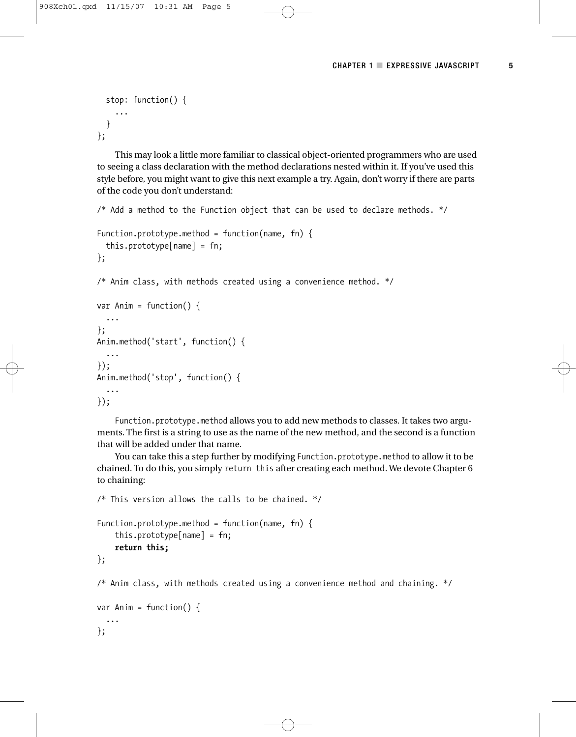```
  stop: function() {
    ...
  }
};
```

This may look a little more familiar to classical object-oriented programmers who are used to seeing a class declaration with the method declarations nested within it. If you've used this style before, you might want to give this next example a try. Again, don't worry if there are parts of the code you don't understand:

```
/* Add a method to the Function object that can be used to declare methods. */

Function.prototype.method = function(name, fn) {
  this.prototype[name] = fn;
};

/* Anim class, with methods created using a convenience method. */

var Anim = function() {
  ...
};
Anim.method('start', function() {
  ...
});
Anim.method('stop', function() {
  ...
});
```

`Function.prototype.method` allows you to add new methods to classes. It takes two arguments. The first is a string to use as the name of the new method, and the second is a function that will be added under that name.

You can take this a step further by modifying `Function.prototype.method` to allow it to be chained. To do this, you simply `return this` after creating each method. We devote Chapter 6 to chaining:

```
/* This version allows the calls to be chained. */

Function.prototype.method = function(name, fn) {
    this.prototype[name] = fn;
    return this;
};

/* Anim class, with methods created using a convenience method and chaining. */

var Anim = function() {
  ...
};
```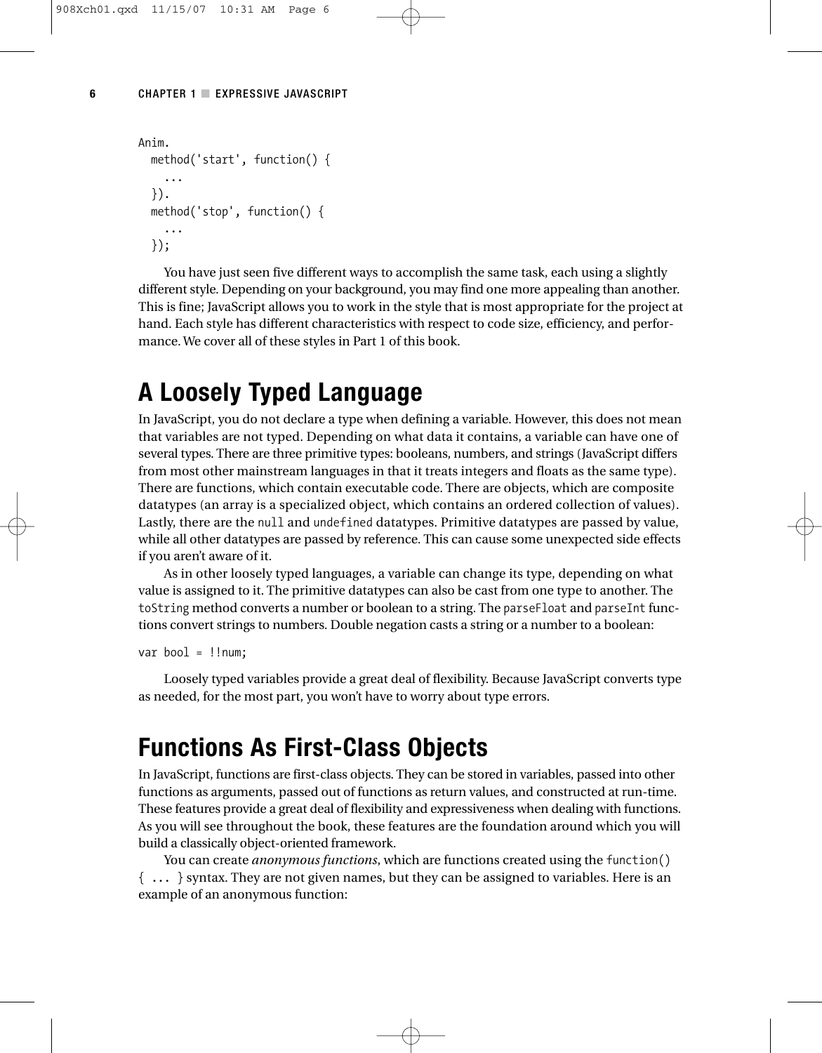```
Anim.
  method('start', function() {
    ...
  }).
  method('stop', function() {
    ...
  });
```

You have just seen five different ways to accomplish the same task, each using a slightly different style. Depending on your background, you may find one more appealing than another. This is fine; JavaScript allows you to work in the style that is most appropriate for the project at hand. Each style has different characteristics with respect to code size, efficiency, and performance. We cover all of these styles in Part 1 of this book.

## A Loosely Typed Language

In JavaScript, you do not declare a type when defining a variable. However, this does not mean that variables are not typed. Depending on what data it contains, a variable can have one of several types. There are three primitive types: booleans, numbers, and strings (JavaScript differs from most other mainstream languages in that it treats integers and floats as the same type). There are functions, which contain executable code. There are objects, which are composite datatypes (an array is a specialized object, which contains an ordered collection of values). Lastly, there are the `null` and `undefined` datatypes. Primitive datatypes are passed by value, while all other datatypes are passed by reference. This can cause some unexpected side effects if you aren't aware of it.

As in other loosely typed languages, a variable can change its type, depending on what value is assigned to it. The primitive datatypes can also be cast from one type to another. The `toString` method converts a number or boolean to a string. The `parseFloat` and `parseInt` functions convert strings to numbers. Double negation casts a string or a number to a boolean:

```
var bool = !!num;
```

Loosely typed variables provide a great deal of flexibility. Because JavaScript converts type as needed, for the most part, you won't have to worry about type errors.

## Functions As First-Class Objects

In JavaScript, functions are first-class objects. They can be stored in variables, passed into other functions as arguments, passed out of functions as return values, and constructed at run-time. These features provide a great deal of flexibility and expressiveness when dealing with functions. As you will see throughout the book, these features are the foundation around which you will build a classically object-oriented framework.

You can create *anonymous functions*, which are functions created using the `function() { ... }` syntax. They are not given names, but they can be assigned to variables. Here is an example of an anonymous function: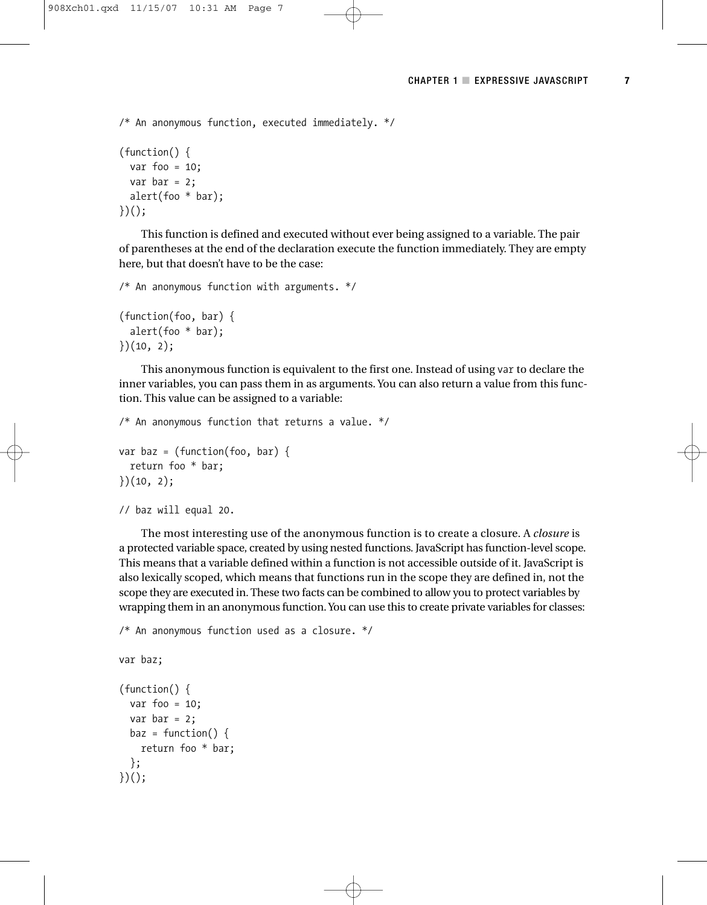```
/* An anonymous function, executed immediately. */

(function() {
  var foo = 10;
  var bar = 2;
  alert(foo * bar);
})();
```

This function is defined and executed without ever being assigned to a variable. The pair of parentheses at the end of the declaration execute the function immediately. They are empty here, but that doesn't have to be the case:

```
/* An anonymous function with arguments. */

(function(foo, bar) {
  alert(foo * bar);
})(10, 2);
```

This anonymous function is equivalent to the first one. Instead of using `var` to declare the inner variables, you can pass them in as arguments. You can also return a value from this function. This value can be assigned to a variable:

```
/* An anonymous function that returns a value. */

var baz = (function(foo, bar) {
  return foo * bar;
})(10, 2);

// baz will equal 20.
```

The most interesting use of the anonymous function is to create a closure. A *closure* is a protected variable space, created by using nested functions. JavaScript has function-level scope. This means that a variable defined within a function is not accessible outside of it. JavaScript is also lexically scoped, which means that functions run in the scope they are defined in, not the scope they are executed in. These two facts can be combined to allow you to protect variables by wrapping them in an anonymous function. You can use this to create private variables for classes:

```
/* An anonymous function used as a closure. */

var baz;

(function() {
  var foo = 10;
  var bar = 2;
  baz = function() {
    return foo * bar;
  };
})();
```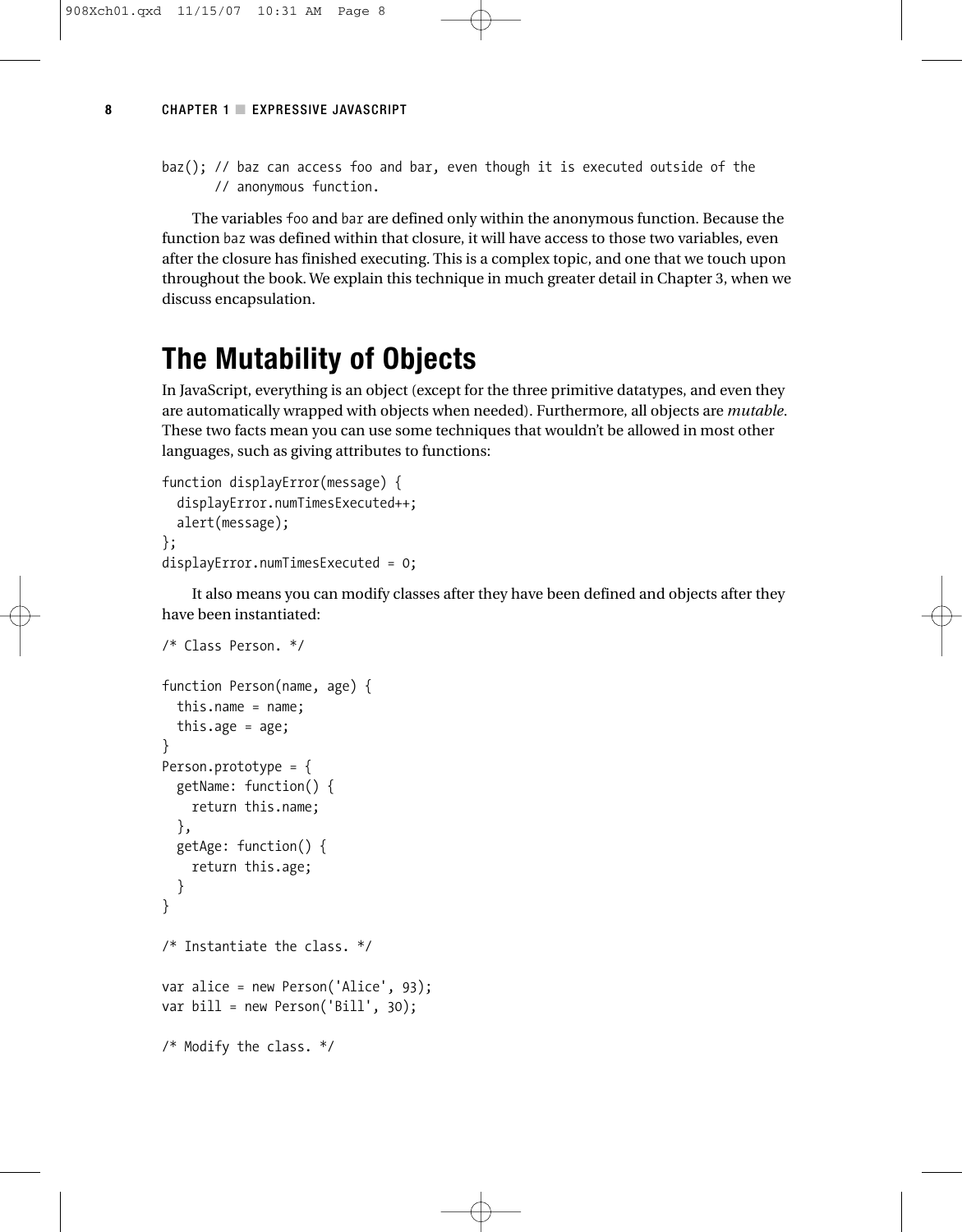```
baz(); // baz can access foo and bar, even though it is executed outside of the
       // anonymous function.
```

The variables foo and bar are defined only within the anonymous function. Because the function baz was defined within that closure, it will have access to those two variables, even after the closure has finished executing. This is a complex topic, and one that we touch upon throughout the book. We explain this technique in much greater detail in Chapter 3, when we discuss encapsulation.

## The Mutability of Objects

In JavaScript, everything is an object (except for the three primitive datatypes, and even they are automatically wrapped with objects when needed). Furthermore, all objects are *mutable*. These two facts mean you can use some techniques that wouldn't be allowed in most other languages, such as giving attributes to functions:

```
function displayError(message) {
  displayError.numTimesExecuted++;
  alert(message);
};
displayError.numTimesExecuted = 0;
```

It also means you can modify classes after they have been defined and objects after they have been instantiated:

```
/* Class Person. */

function Person(name, age) {
  this.name = name;
  this.age = age;
}
Person.prototype = {
  getName: function() {
    return this.name;
  },
  getAge: function() {
    return this.age;
  }
}

/* Instantiate the class. */

var alice = new Person('Alice', 93);
var bill = new Person('Bill', 30);

/* Modify the class. */
```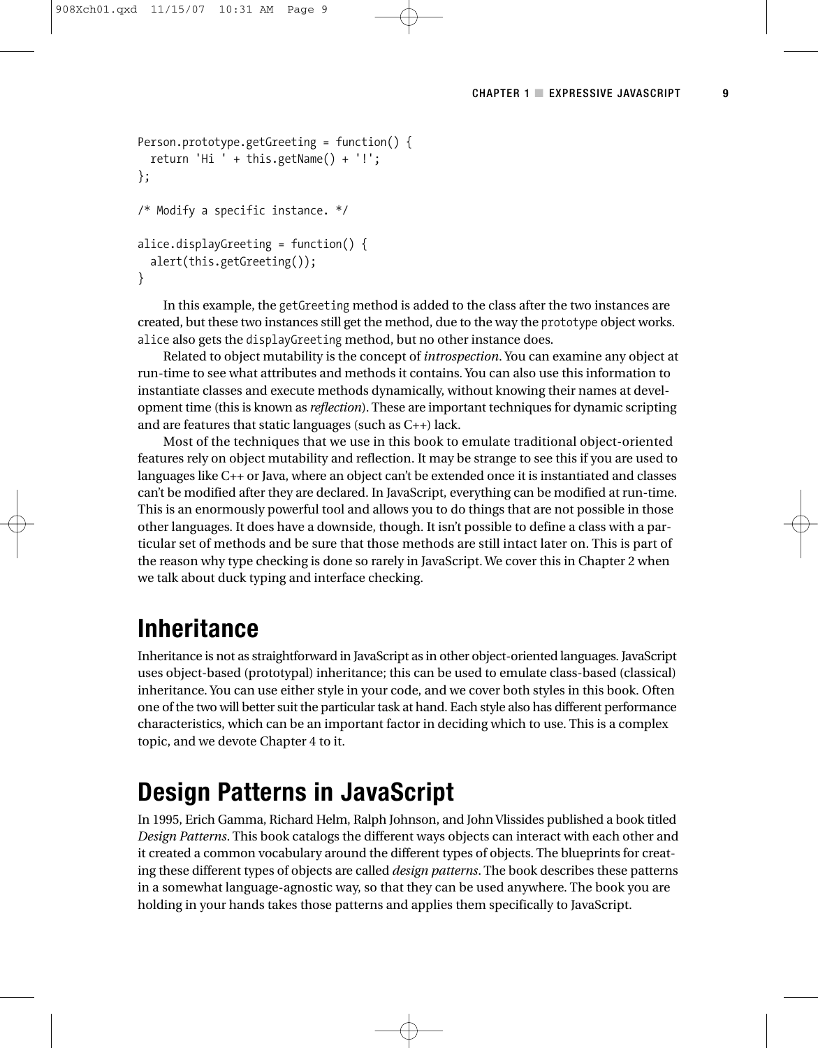```
Person.prototype.getGreeting = function() {
  return 'Hi ' + this.getName() + '!';
};

/* Modify a specific instance. */

alice.displayGreeting = function() {
  alert(this.getGreeting());
}
```

In this example, the `getGreeting` method is added to the class after the two instances are created, but these two instances still get the method, due to the way the `prototype` object works. `alice` also gets the `displayGreeting` method, but no other instance does.

Related to object mutability is the concept of *introspection*. You can examine any object at run-time to see what attributes and methods it contains. You can also use this information to instantiate classes and execute methods dynamically, without knowing their names at development time (this is known as *reflection*). These are important techniques for dynamic scripting and are features that static languages (such as C++) lack.

Most of the techniques that we use in this book to emulate traditional object-oriented features rely on object mutability and reflection. It may be strange to see this if you are used to languages like C++ or Java, where an object can't be extended once it is instantiated and classes can't be modified after they are declared. In JavaScript, everything can be modified at run-time. This is an enormously powerful tool and allows you to do things that are not possible in those other languages. It does have a downside, though. It isn't possible to define a class with a particular set of methods and be sure that those methods are still intact later on. This is part of the reason why type checking is done so rarely in JavaScript. We cover this in Chapter 2 when we talk about duck typing and interface checking.

## Inheritance

Inheritance is not as straightforward in JavaScript as in other object-oriented languages. JavaScript uses object-based (prototypal) inheritance; this can be used to emulate class-based (classical) inheritance. You can use either style in your code, and we cover both styles in this book. Often one of the two will better suit the particular task at hand. Each style also has different performance characteristics, which can be an important factor in deciding which to use. This is a complex topic, and we devote Chapter 4 to it.

## Design Patterns in JavaScript

In 1995, Erich Gamma, Richard Helm, Ralph Johnson, and John Vlissides published a book titled *Design Patterns*. This book catalogs the different ways objects can interact with each other and it created a common vocabulary around the different types of objects. The blueprints for creating these different types of objects are called *design patterns*. The book describes these patterns in a somewhat language-agnostic way, so that they can be used anywhere. The book you are holding in your hands takes those patterns and applies them specifically to JavaScript.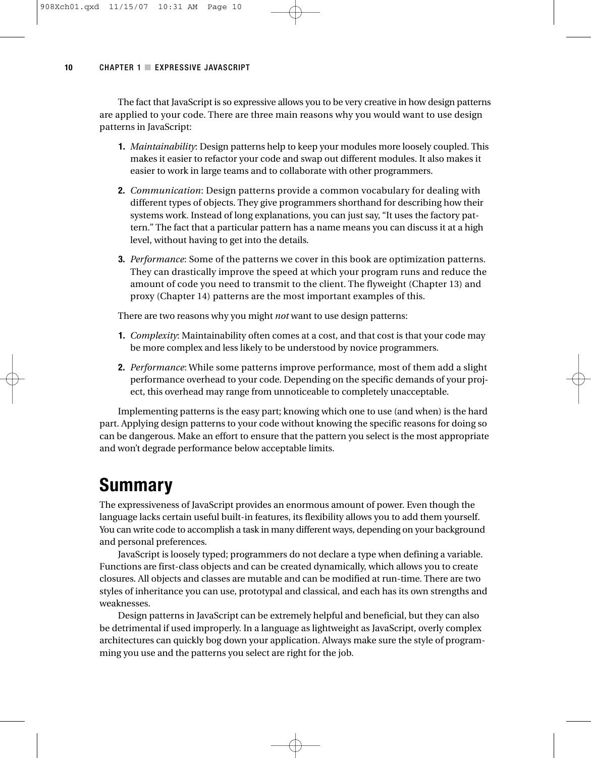The fact that JavaScript is so expressive allows you to be very creative in how design patterns are applied to your code. There are three main reasons why you would want to use design patterns in JavaScript:

1. *Maintainability*: Design patterns help to keep your modules more loosely coupled. This makes it easier to refactor your code and swap out different modules. It also makes it easier to work in large teams and to collaborate with other programmers.

2. *Communication*: Design patterns provide a common vocabulary for dealing with different types of objects. They give programmers shorthand for describing how their systems work. Instead of long explanations, you can just say, "It uses the factory pattern." The fact that a particular pattern has a name means you can discuss it at a high level, without having to get into the details.

3. *Performance*: Some of the patterns we cover in this book are optimization patterns. They can drastically improve the speed at which your program runs and reduce the amount of code you need to transmit to the client. The flyweight (Chapter 13) and proxy (Chapter 14) patterns are the most important examples of this.

There are two reasons why you might *not* want to use design patterns:

1. *Complexity*: Maintainability often comes at a cost, and that cost is that your code may be more complex and less likely to be understood by novice programmers.

2. *Performance*: While some patterns improve performance, most of them add a slight performance overhead to your code. Depending on the specific demands of your project, this overhead may range from unnoticeable to completely unacceptable.

Implementing patterns is the easy part; knowing which one to use (and when) is the hard part. Applying design patterns to your code without knowing the specific reasons for doing so can be dangerous. Make an effort to ensure that the pattern you select is the most appropriate and won't degrade performance below acceptable limits.

## Summary

The expressiveness of JavaScript provides an enormous amount of power. Even though the language lacks certain useful built-in features, its flexibility allows you to add them yourself. You can write code to accomplish a task in many different ways, depending on your background and personal preferences.

JavaScript is loosely typed; programmers do not declare a type when defining a variable. Functions are first-class objects and can be created dynamically, which allows you to create closures. All objects and classes are mutable and can be modified at run-time. There are two styles of inheritance you can use, prototypal and classical, and each has its own strengths and weaknesses.

Design patterns in JavaScript can be extremely helpful and beneficial, but they can also be detrimental if used improperly. In a language as lightweight as JavaScript, overly complex architectures can quickly bog down your application. Always make sure the style of programming you use and the patterns you select are right for the job.